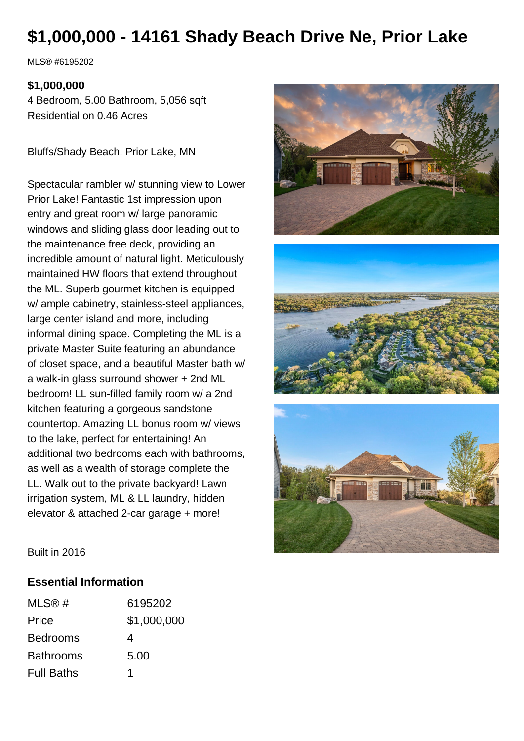# $1,000,000 - 14161 Shady Beach Drive Ne, Prior Lake

MLS® #6195202

**$1,000,000**
4 Bedroom, 5.00 Bathroom, 5,056 sqft
Residential on 0.46 Acres

Bluffs/Shady Beach, Prior Lake, MN

Spectacular rambler w/ stunning view to Lower Prior Lake! Fantastic 1st impression upon entry and great room w/ large panoramic windows and sliding glass door leading out to the maintenance free deck, providing an incredible amount of natural light. Meticulously maintained HW floors that extend throughout the ML. Superb gourmet kitchen is equipped w/ ample cabinetry, stainless-steel appliances, large center island and more, including informal dining space. Completing the ML is a private Master Suite featuring an abundance of closet space, and a beautiful Master bath w/ a walk-in glass surround shower + 2nd ML bedroom! LL sun-filled family room w/ a 2nd kitchen featuring a gorgeous sandstone countertop. Amazing LL bonus room w/ views to the lake, perfect for entertaining! An additional two bedrooms each with bathrooms, as well as a wealth of storage complete the LL. Walk out to the private backyard! Lawn irrigation system, ML & LL laundry, hidden elevator & attached 2-car garage + more!

Built in 2016

## Essential Information

| | |
|---|---|
| MLS® # | 6195202 |
| Price | $1,000,000 |
| Bedrooms | 4 |
| Bathrooms | 5.00 |
| Full Baths | 1 |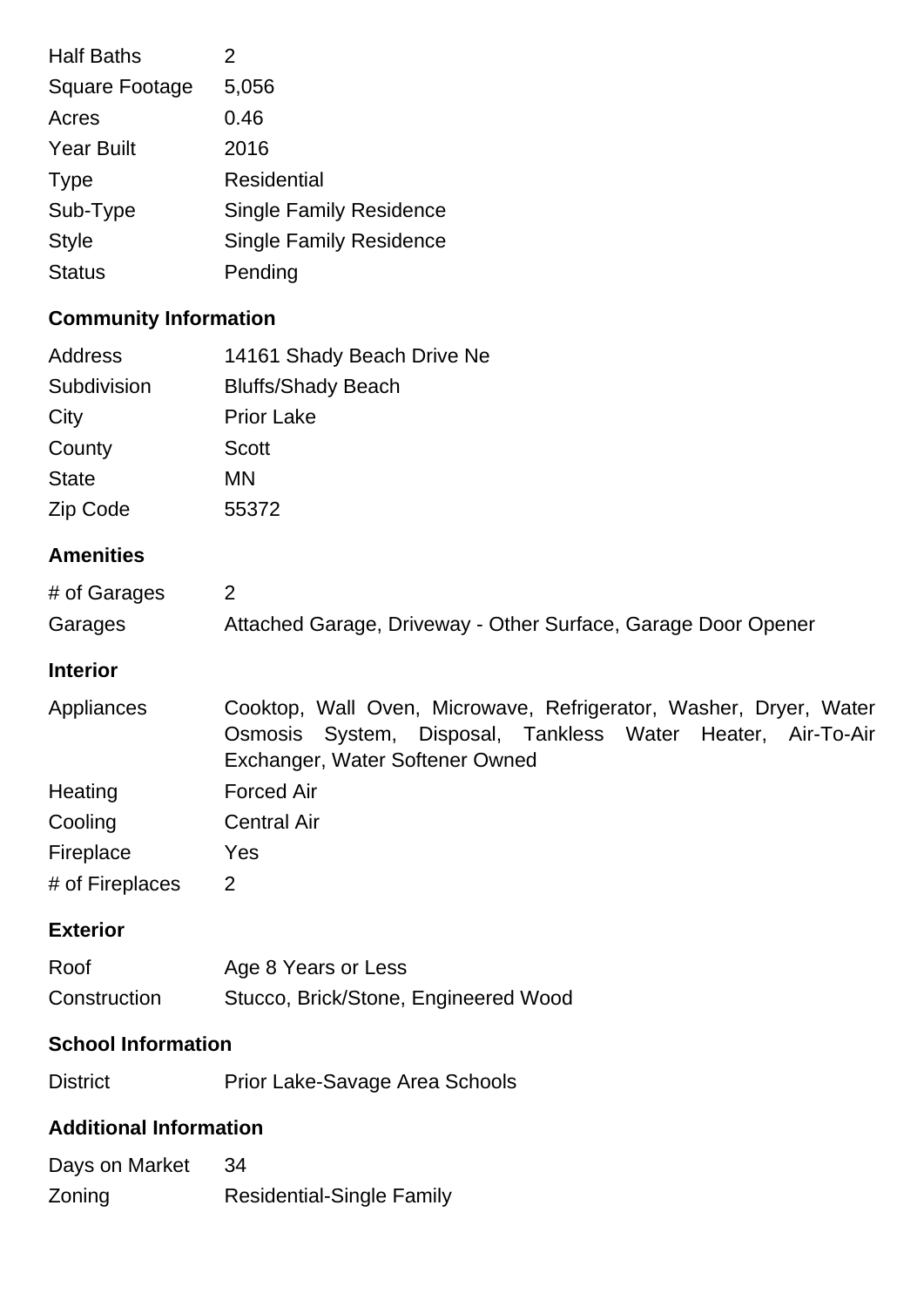| | |
|---|---|
| Half Baths | 2 |
| Square Footage | 5,056 |
| Acres | 0.46 |
| Year Built | 2016 |
| Type | Residential |
| Sub-Type | Single Family Residence |
| Style | Single Family Residence |
| Status | Pending |

## Community Information

| | |
|---|---|
| Address | 14161 Shady Beach Drive Ne |
| Subdivision | Bluffs/Shady Beach |
| City | Prior Lake |
| County | Scott |
| State | MN |
| Zip Code | 55372 |

## Amenities

| | |
|---|---|
| # of Garages | 2 |
| Garages | Attached Garage, Driveway - Other Surface, Garage Door Opener |

## Interior

| | |
|---|---|
| Appliances | Cooktop, Wall Oven, Microwave, Refrigerator, Washer, Dryer, Water Osmosis System, Disposal, Tankless Water Heater, Air-To-Air Exchanger, Water Softener Owned |
| Heating | Forced Air |
| Cooling | Central Air |
| Fireplace | Yes |
| # of Fireplaces | 2 |

## Exterior

| | |
|---|---|
| Roof | Age 8 Years or Less |
| Construction | Stucco, Brick/Stone, Engineered Wood |

## School Information

| | |
|---|---|
| District | Prior Lake-Savage Area Schools |

## Additional Information

| | |
|---|---|
| Days on Market | 34 |
| Zoning | Residential-Single Family |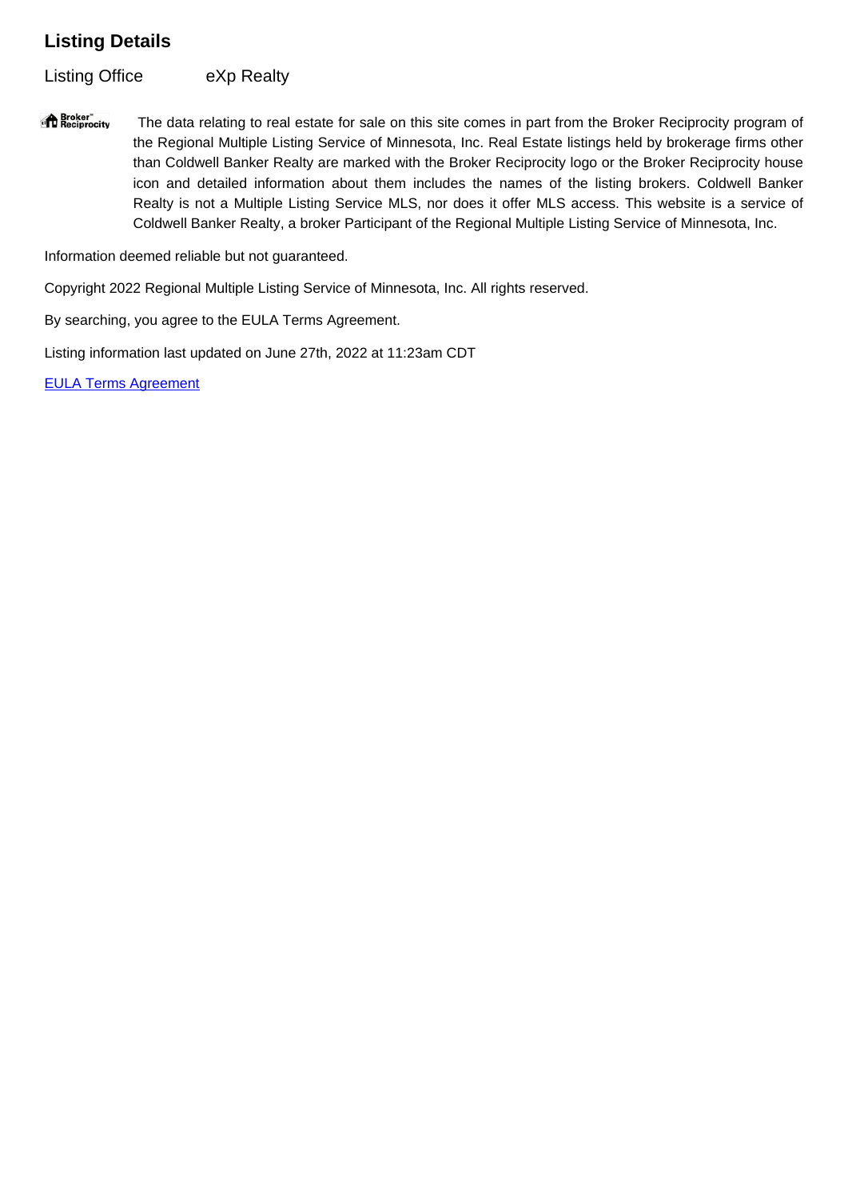## Listing Details

| | |
|---|---|
| Listing Office | eXp Realty |

Broker Reciprocity The data relating to real estate for sale on this site comes in part from the Broker Reciprocity program of the Regional Multiple Listing Service of Minnesota, Inc. Real Estate listings held by brokerage firms other than Coldwell Banker Realty are marked with the Broker Reciprocity logo or the Broker Reciprocity house icon and detailed information about them includes the names of the listing brokers. Coldwell Banker Realty is not a Multiple Listing Service MLS, nor does it offer MLS access. This website is a service of Coldwell Banker Realty, a broker Participant of the Regional Multiple Listing Service of Minnesota, Inc.

Information deemed reliable but not guaranteed.

Copyright 2022 Regional Multiple Listing Service of Minnesota, Inc. All rights reserved.

By searching, you agree to the EULA Terms Agreement.

Listing information last updated on June 27th, 2022 at 11:23am CDT

EULA Terms Agreement